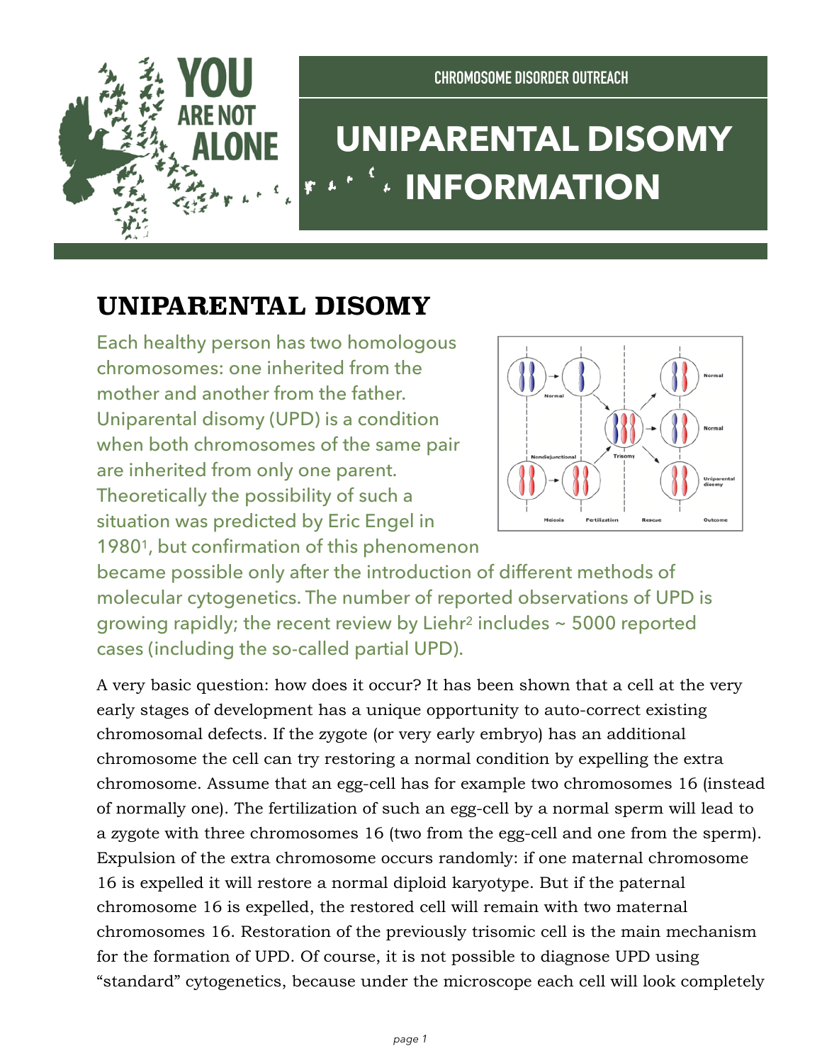CHROMOSOME DISORDER OUTREACH

# UNIPARENTAL DISOMY INFORMATION

## UNIPARENTAL DISOMY

Each healthy person has two homologous chromosomes: one inherited from the mother and another from the father. Uniparental disomy (UPD) is a condition when both chromosomes of the same pair are inherited from only one parent. Theoretically the possibility of such a situation was predicted by Eric Engel in 1980[1], but confirmation of this phenomenon became possible only after the introduction of different methods of molecular cytogenetics. The number of reported observations of UPD is growing rapidly; the recent review by Liehr[2] includes ~ 5000 reported cases (including the so-called partial UPD).

A very basic question: how does it occur? It has been shown that a cell at the very early stages of development has a unique opportunity to auto-correct existing chromosomal defects. If the zygote (or very early embryo) has an additional chromosome the cell can try restoring a normal condition by expelling the extra chromosome. Assume that an egg-cell has for example two chromosomes 16 (instead of normally one). The fertilization of such an egg-cell by a normal sperm will lead to a zygote with three chromosomes 16 (two from the egg-cell and one from the sperm). Expulsion of the extra chromosome occurs randomly: if one maternal chromosome 16 is expelled it will restore a normal diploid karyotype. But if the paternal chromosome 16 is expelled, the restored cell will remain with two maternal chromosomes 16. Restoration of the previously trisomic cell is the main mechanism for the formation of UPD. Of course, it is not possible to diagnose UPD using "standard" cytogenetics, because under the microscope each cell will look completely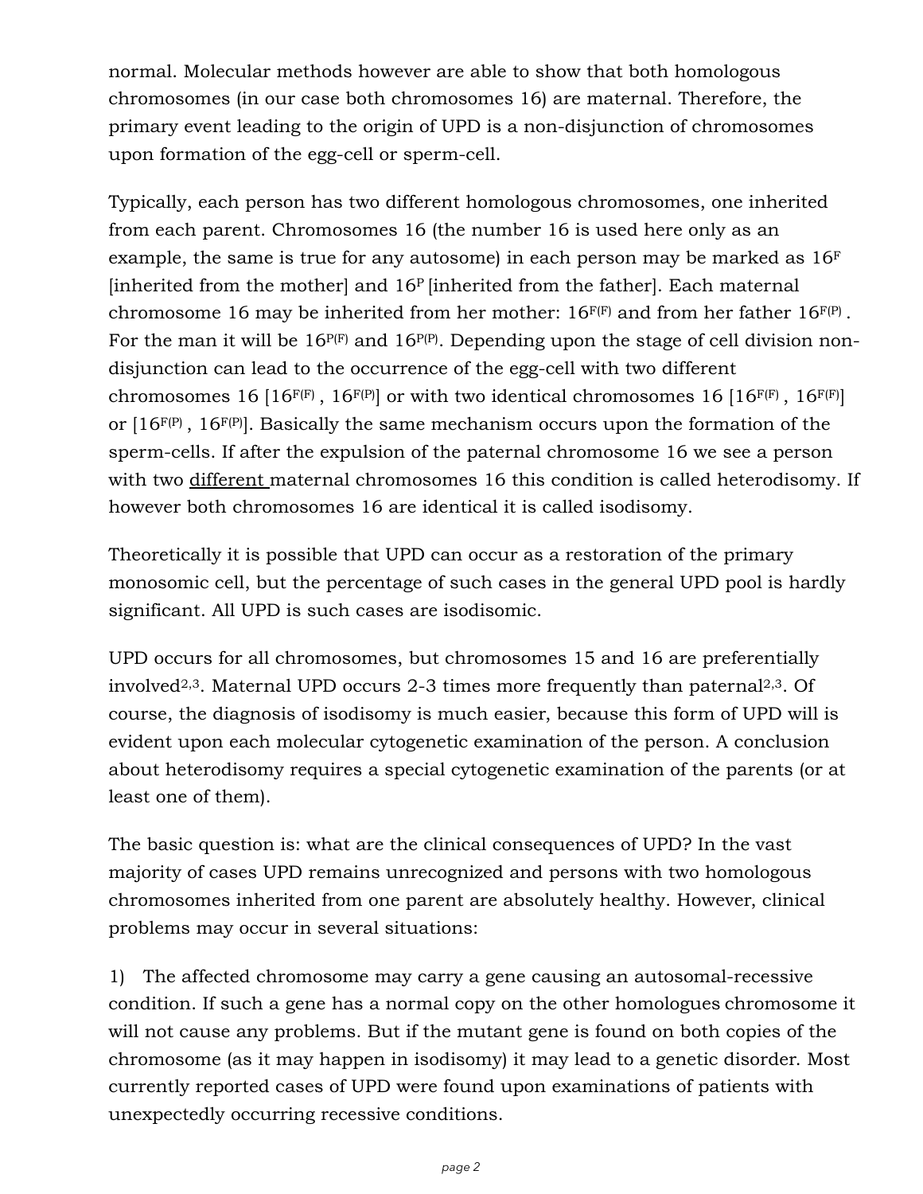normal. Molecular methods however are able to show that both homologous chromosomes (in our case both chromosomes 16) are maternal. Therefore, the primary event leading to the origin of UPD is a non-disjunction of chromosomes upon formation of the egg-cell or sperm-cell.

Typically, each person has two different homologous chromosomes, one inherited from each parent. Chromosomes 16 (the number 16 is used here only as an example, the same is true for any autosome) in each person may be marked as $16^{F}$ [inherited from the mother] and $16^{P}$ [inherited from the father]. Each maternal chromosome 16 may be inherited from her mother: $16^{F(F)}$ and from her father $16^{F(P)}$. For the man it will be $16^{P(F)}$ and $16^{P(P)}$. Depending upon the stage of cell division non-disjunction can lead to the occurrence of the egg-cell with two different chromosomes 16 [$16^{F(F)}$, $16^{F(P)}$] or with two identical chromosomes 16 [$16^{F(F)}$, $16^{F(F)}$] or [$16^{F(P)}$, $16^{F(P)}$]. Basically the same mechanism occurs upon the formation of the sperm-cells. If after the expulsion of the paternal chromosome 16 we see a person with two <u>different</u> maternal chromosomes 16 this condition is called heterodisomy. If however both chromosomes 16 are identical it is called isodisomy.

Theoretically it is possible that UPD can occur as a restoration of the primary monosomic cell, but the percentage of such cases in the general UPD pool is hardly significant. All UPD is such cases are isodisomic.

UPD occurs for all chromosomes, but chromosomes 15 and 16 are preferentially involved[2,3]. Maternal UPD occurs 2-3 times more frequently than paternal[2,3]. Of course, the diagnosis of isodisomy is much easier, because this form of UPD will is evident upon each molecular cytogenetic examination of the person. A conclusion about heterodisomy requires a special cytogenetic examination of the parents (or at least one of them).

The basic question is: what are the clinical consequences of UPD? In the vast majority of cases UPD remains unrecognized and persons with two homologous chromosomes inherited from one parent are absolutely healthy. However, clinical problems may occur in several situations:

1) The affected chromosome may carry a gene causing an autosomal-recessive condition. If such a gene has a normal copy on the other homologues chromosome it will not cause any problems. But if the mutant gene is found on both copies of the chromosome (as it may happen in isodisomy) it may lead to a genetic disorder. Most currently reported cases of UPD were found upon examinations of patients with unexpectedly occurring recessive conditions.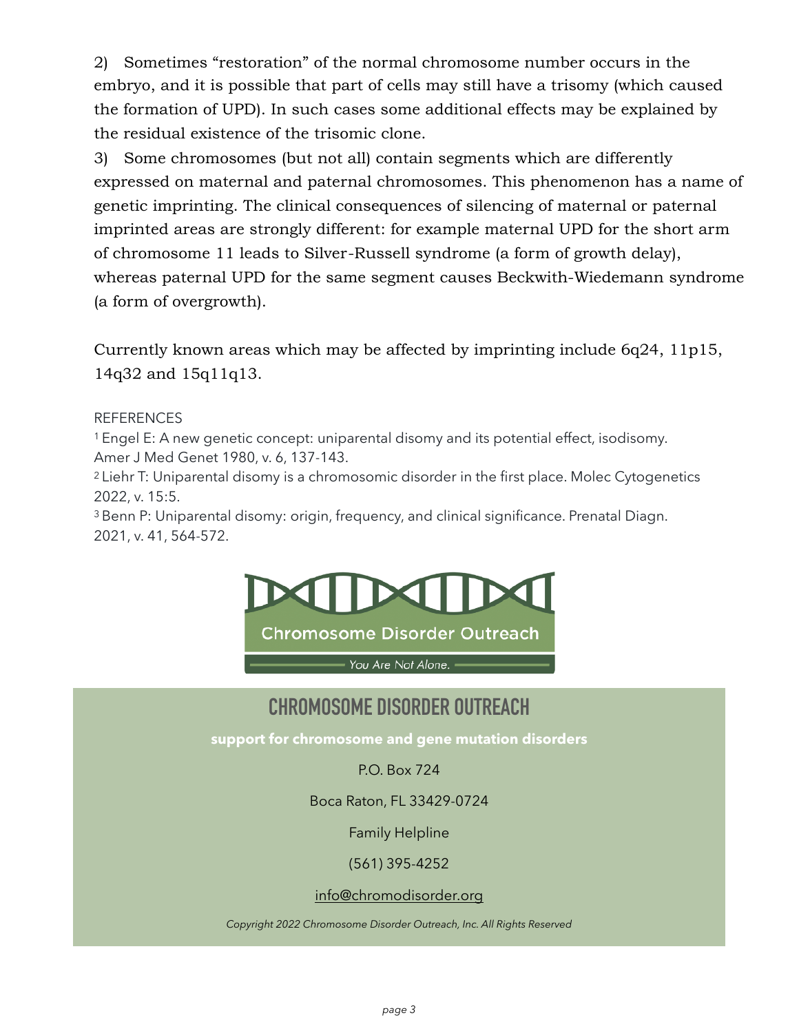2) Sometimes "restoration" of the normal chromosome number occurs in the embryo, and it is possible that part of cells may still have a trisomy (which caused the formation of UPD). In such cases some additional effects may be explained by the residual existence of the trisomic clone.

3) Some chromosomes (but not all) contain segments which are differently expressed on maternal and paternal chromosomes. This phenomenon has a name of genetic imprinting. The clinical consequences of silencing of maternal or paternal imprinted areas are strongly different: for example maternal UPD for the short arm of chromosome 11 leads to Silver-Russell syndrome (a form of growth delay), whereas paternal UPD for the same segment causes Beckwith-Wiedemann syndrome (a form of overgrowth).

Currently known areas which may be affected by imprinting include 6q24, 11p15, 14q32 and 15q11q13.

REFERENCES

[1] Engel E: A new genetic concept: uniparental disomy and its potential effect, isodisomy. Amer J Med Genet 1980, v. 6, 137-143.

[2] Liehr T: Uniparental disomy is a chromosomic disorder in the first place. Molec Cytogenetics 2022, v. 15:5.

[3] Benn P: Uniparental disomy: origin, frequency, and clinical significance. Prenatal Diagn. 2021, v. 41, 564-572.

Chromosome Disorder Outreach

*You Are Not Alone.*

## CHROMOSOME DISORDER OUTREACH

**support for chromosome and gene mutation disorders**

P.O. Box 724

Boca Raton, FL 33429-0724

Family Helpline

(561) 395-4252

info@chromodisorder.org

*Copyright 2022 Chromosome Disorder Outreach, Inc. All Rights Reserved*